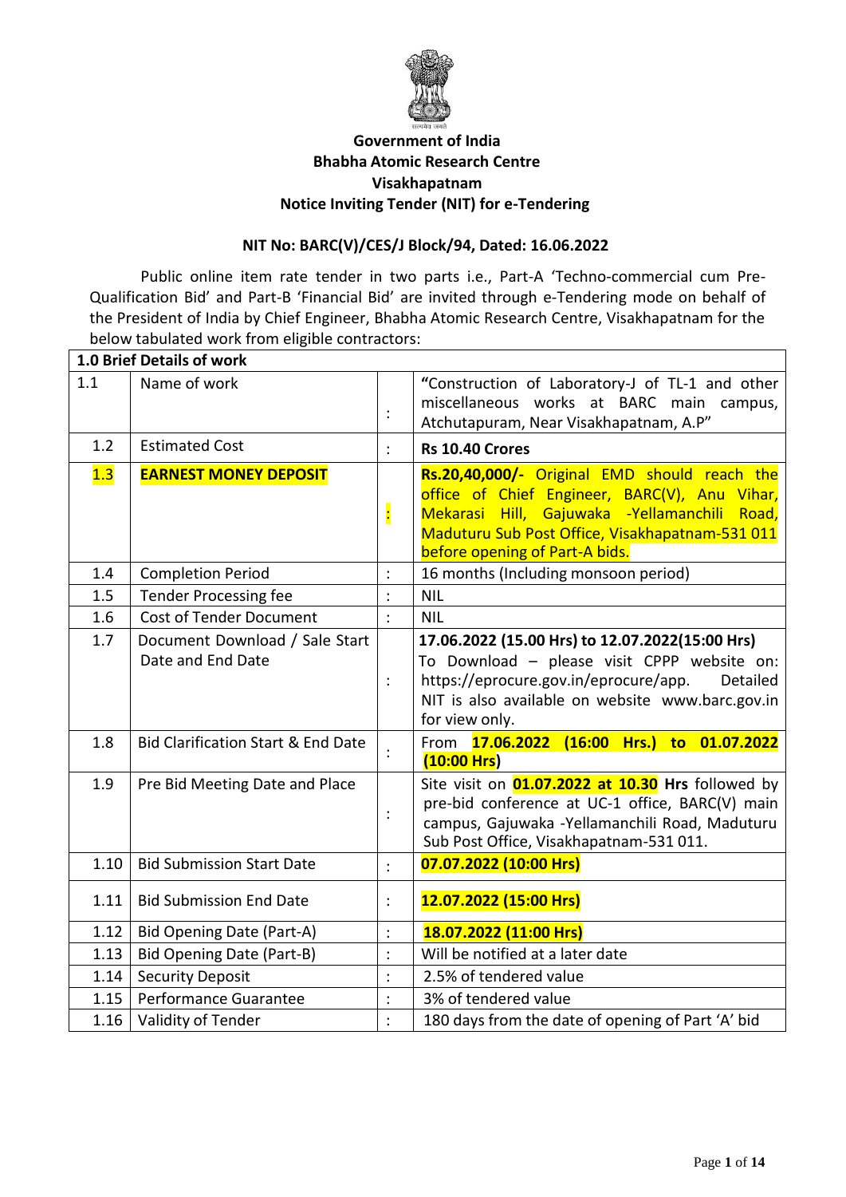**Government of India**
**Bhabha Atomic Research Centre**
**Visakhapatnam**
**Notice Inviting Tender (NIT) for e-Tendering**

**NIT No: BARC(V)/CES/J Block/94, Dated: 16.06.2022**

Public online item rate tender in two parts i.e., Part-A 'Techno-commercial cum Pre-Qualification Bid' and Part-B 'Financial Bid' are invited through e-Tendering mode on behalf of the President of India by Chief Engineer, Bhabha Atomic Research Centre, Visakhapatnam for the below tabulated work from eligible contractors:

| **1.0 Brief Details of work** | | | |
|---|---|---|---|
| 1.1 | Name of work | : | "Construction of Laboratory-J of TL-1 and other miscellaneous works at BARC main campus, Atchutapuram, Near Visakhapatnam, A.P" |
| 1.2 | Estimated Cost | : | **Rs 10.40 Crores** |
| 1.3 | **EARNEST MONEY DEPOSIT** | : | **Rs.20,40,000/-** Original EMD should reach the office of Chief Engineer, BARC(V), Anu Vihar, Mekarasi Hill, Gajuwaka -Yellamanchili Road, Maduturu Sub Post Office, Visakhapatnam-531 011 before opening of Part-A bids. |
| 1.4 | Completion Period | : | 16 months (Including monsoon period) |
| 1.5 | Tender Processing fee | : | NIL |
| 1.6 | Cost of Tender Document | : | NIL |
| 1.7 | Document Download / Sale Start Date and End Date | : | **17.06.2022 (15.00 Hrs) to 12.07.2022(15:00 Hrs)** To Download – please visit CPPP website on: https://eprocure.gov.in/eprocure/app. Detailed NIT is also available on website www.barc.gov.in for view only. |
| 1.8 | Bid Clarification Start & End Date | : | From **17.06.2022 (16:00 Hrs.) to 01.07.2022 (10:00 Hrs)** |
| 1.9 | Pre Bid Meeting Date and Place | : | Site visit on **01.07.2022 at 10.30 Hrs** followed by pre-bid conference at UC-1 office, BARC(V) main campus, Gajuwaka -Yellamanchili Road, Maduturu Sub Post Office, Visakhapatnam-531 011. |
| 1.10 | Bid Submission Start Date | : | **07.07.2022 (10:00 Hrs)** |
| 1.11 | Bid Submission End Date | : | **12.07.2022 (15:00 Hrs)** |
| 1.12 | Bid Opening Date (Part-A) | : | **18.07.2022 (11:00 Hrs)** |
| 1.13 | Bid Opening Date (Part-B) | : | Will be notified at a later date |
| 1.14 | Security Deposit | : | 2.5% of tendered value |
| 1.15 | Performance Guarantee | : | 3% of tendered value |
| 1.16 | Validity of Tender | : | 180 days from the date of opening of Part 'A' bid |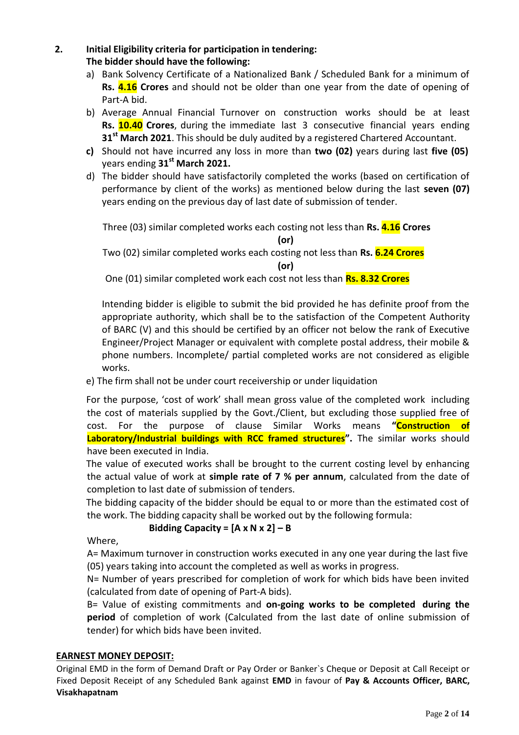## 2. Initial Eligibility criteria for participation in tendering:

**The bidder should have the following:**

a) Bank Solvency Certificate of a Nationalized Bank / Scheduled Bank for a minimum of **Rs. 4.16 Crores** and should not be older than one year from the date of opening of Part-A bid.

b) Average Annual Financial Turnover on construction works should be at least **Rs. 10.40 Crores**, during the immediate last 3 consecutive financial years ending **31st March 2021**. This should be duly audited by a registered Chartered Accountant.

**c)** Should not have incurred any loss in more than **two (02)** years during last **five (05)** years ending **31st March 2021.**

d) The bidder should have satisfactorily completed the works (based on certification of performance by client of the works) as mentioned below during the last **seven (07)** years ending on the previous day of last date of submission of tender.

Three (03) similar completed works each costing not less than **Rs. 4.16 Crores**

**(or)**

Two (02) similar completed works each costing not less than **Rs. 6.24 Crores**

**(or)**

One (01) similar completed work each cost not less than **Rs. 8.32 Crores**

Intending bidder is eligible to submit the bid provided he has definite proof from the appropriate authority, which shall be to the satisfaction of the Competent Authority of BARC (V) and this should be certified by an officer not below the rank of Executive Engineer/Project Manager or equivalent with complete postal address, their mobile & phone numbers. Incomplete/ partial completed works are not considered as eligible works.

e) The firm shall not be under court receivership or under liquidation

For the purpose, 'cost of work' shall mean gross value of the completed work including the cost of materials supplied by the Govt./Client, but excluding those supplied free of cost. For the purpose of clause Similar Works means **"Construction of Laboratory/Industrial buildings with RCC framed structures".** The similar works should have been executed in India.

The value of executed works shall be brought to the current costing level by enhancing the actual value of work at **simple rate of 7 % per annum**, calculated from the date of completion to last date of submission of tenders.

The bidding capacity of the bidder should be equal to or more than the estimated cost of the work. The bidding capacity shall be worked out by the following formula:

**Bidding Capacity = [A x N x 2] – B**

Where,

A= Maximum turnover in construction works executed in any one year during the last five (05) years taking into account the completed as well as works in progress.

N= Number of years prescribed for completion of work for which bids have been invited (calculated from date of opening of Part-A bids).

B= Value of existing commitments and **on-going works to be completed during the period** of completion of work (Calculated from the last date of online submission of tender) for which bids have been invited.

## EARNEST MONEY DEPOSIT:

Original EMD in the form of Demand Draft or Pay Order or Banker`s Cheque or Deposit at Call Receipt or Fixed Deposit Receipt of any Scheduled Bank against **EMD** in favour of **Pay & Accounts Officer, BARC, Visakhapatnam**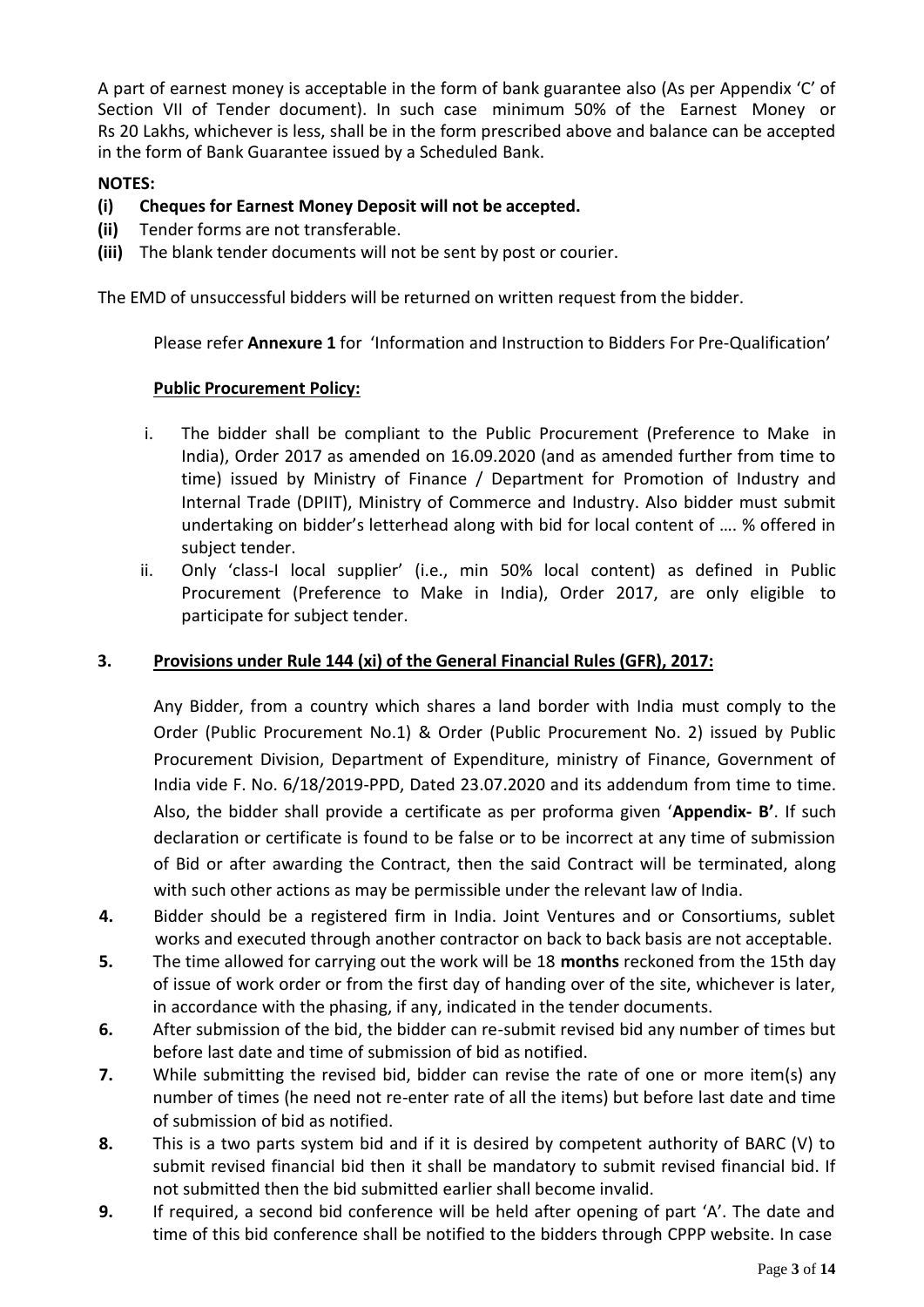A part of earnest money is acceptable in the form of bank guarantee also (As per Appendix 'C' of Section VII of Tender document). In such case minimum 50% of the Earnest Money or Rs 20 Lakhs, whichever is less, shall be in the form prescribed above and balance can be accepted in the form of Bank Guarantee issued by a Scheduled Bank.

**NOTES:**

**(i) Cheques for Earnest Money Deposit will not be accepted.**

**(ii)** Tender forms are not transferable.

**(iii)** The blank tender documents will not be sent by post or courier.

The EMD of unsuccessful bidders will be returned on written request from the bidder.

Please refer **Annexure 1** for 'Information and Instruction to Bidders For Pre-Qualification'

**Public Procurement Policy:**

i. The bidder shall be compliant to the Public Procurement (Preference to Make in India), Order 2017 as amended on 16.09.2020 (and as amended further from time to time) issued by Ministry of Finance / Department for Promotion of Industry and Internal Trade (DPIIT), Ministry of Commerce and Industry. Also bidder must submit undertaking on bidder's letterhead along with bid for local content of …. % offered in subject tender.

ii. Only 'class-I local supplier' (i.e., min 50% local content) as defined in Public Procurement (Preference to Make in India), Order 2017, are only eligible to participate for subject tender.

**3. Provisions under Rule 144 (xi) of the General Financial Rules (GFR), 2017:**

Any Bidder, from a country which shares a land border with India must comply to the Order (Public Procurement No.1) & Order (Public Procurement No. 2) issued by Public Procurement Division, Department of Expenditure, ministry of Finance, Government of India vide F. No. 6/18/2019-PPD, Dated 23.07.2020 and its addendum from time to time. Also, the bidder shall provide a certificate as per proforma given '**Appendix- B'**. If such declaration or certificate is found to be false or to be incorrect at any time of submission of Bid or after awarding the Contract, then the said Contract will be terminated, along with such other actions as may be permissible under the relevant law of India.

**4.** Bidder should be a registered firm in India. Joint Ventures and or Consortiums, sublet works and executed through another contractor on back to back basis are not acceptable.

**5.** The time allowed for carrying out the work will be 18 **months** reckoned from the 15th day of issue of work order or from the first day of handing over of the site, whichever is later, in accordance with the phasing, if any, indicated in the tender documents.

**6.** After submission of the bid, the bidder can re-submit revised bid any number of times but before last date and time of submission of bid as notified.

**7.** While submitting the revised bid, bidder can revise the rate of one or more item(s) any number of times (he need not re-enter rate of all the items) but before last date and time of submission of bid as notified.

**8.** This is a two parts system bid and if it is desired by competent authority of BARC (V) to submit revised financial bid then it shall be mandatory to submit revised financial bid. If not submitted then the bid submitted earlier shall become invalid.

**9.** If required, a second bid conference will be held after opening of part 'A'. The date and time of this bid conference shall be notified to the bidders through CPPP website. In case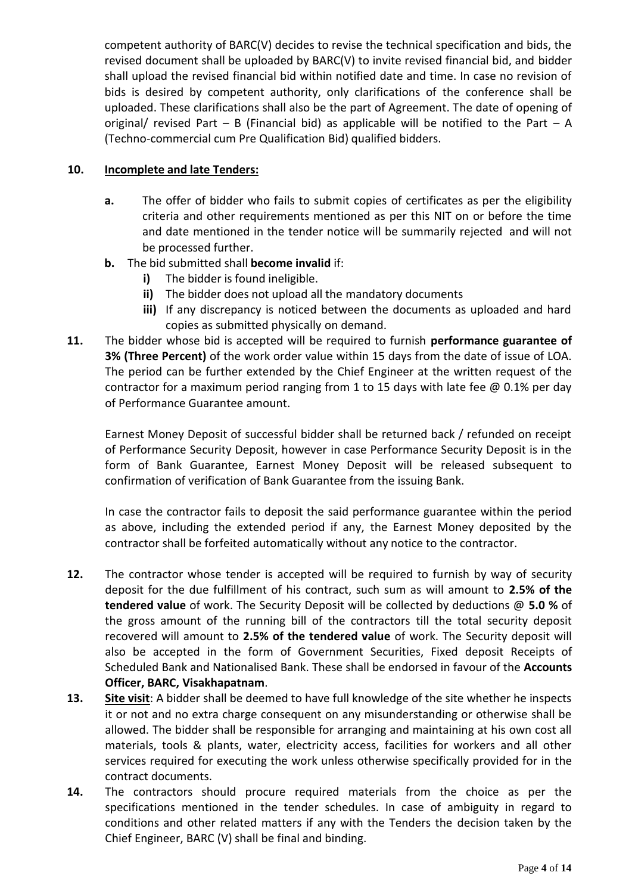competent authority of BARC(V) decides to revise the technical specification and bids, the revised document shall be uploaded by BARC(V) to invite revised financial bid, and bidder shall upload the revised financial bid within notified date and time. In case no revision of bids is desired by competent authority, only clarifications of the conference shall be uploaded. These clarifications shall also be the part of Agreement. The date of opening of original/ revised Part – B (Financial bid) as applicable will be notified to the Part – A (Techno-commercial cum Pre Qualification Bid) qualified bidders.

**10. Incomplete and late Tenders:**

- **a.** The offer of bidder who fails to submit copies of certificates as per the eligibility criteria and other requirements mentioned as per this NIT on or before the time and date mentioned in the tender notice will be summarily rejected and will not be processed further.
- **b.** The bid submitted shall **become invalid** if:
  - **i)** The bidder is found ineligible.
  - **ii)** The bidder does not upload all the mandatory documents
  - **iii)** If any discrepancy is noticed between the documents as uploaded and hard copies as submitted physically on demand.

**11.** The bidder whose bid is accepted will be required to furnish **performance guarantee of 3% (Three Percent)** of the work order value within 15 days from the date of issue of LOA. The period can be further extended by the Chief Engineer at the written request of the contractor for a maximum period ranging from 1 to 15 days with late fee @ 0.1% per day of Performance Guarantee amount.

Earnest Money Deposit of successful bidder shall be returned back / refunded on receipt of Performance Security Deposit, however in case Performance Security Deposit is in the form of Bank Guarantee, Earnest Money Deposit will be released subsequent to confirmation of verification of Bank Guarantee from the issuing Bank.

In case the contractor fails to deposit the said performance guarantee within the period as above, including the extended period if any, the Earnest Money deposited by the contractor shall be forfeited automatically without any notice to the contractor.

**12.** The contractor whose tender is accepted will be required to furnish by way of security deposit for the due fulfillment of his contract, such sum as will amount to **2.5% of the tendered value** of work. The Security Deposit will be collected by deductions @ **5.0 %** of the gross amount of the running bill of the contractors till the total security deposit recovered will amount to **2.5% of the tendered value** of work. The Security deposit will also be accepted in the form of Government Securities, Fixed deposit Receipts of Scheduled Bank and Nationalised Bank. These shall be endorsed in favour of the **Accounts Officer, BARC, Visakhapatnam**.

**13.** **Site visit**: A bidder shall be deemed to have full knowledge of the site whether he inspects it or not and no extra charge consequent on any misunderstanding or otherwise shall be allowed. The bidder shall be responsible for arranging and maintaining at his own cost all materials, tools & plants, water, electricity access, facilities for workers and all other services required for executing the work unless otherwise specifically provided for in the contract documents.

**14.** The contractors should procure required materials from the choice as per the specifications mentioned in the tender schedules. In case of ambiguity in regard to conditions and other related matters if any with the Tenders the decision taken by the Chief Engineer, BARC (V) shall be final and binding.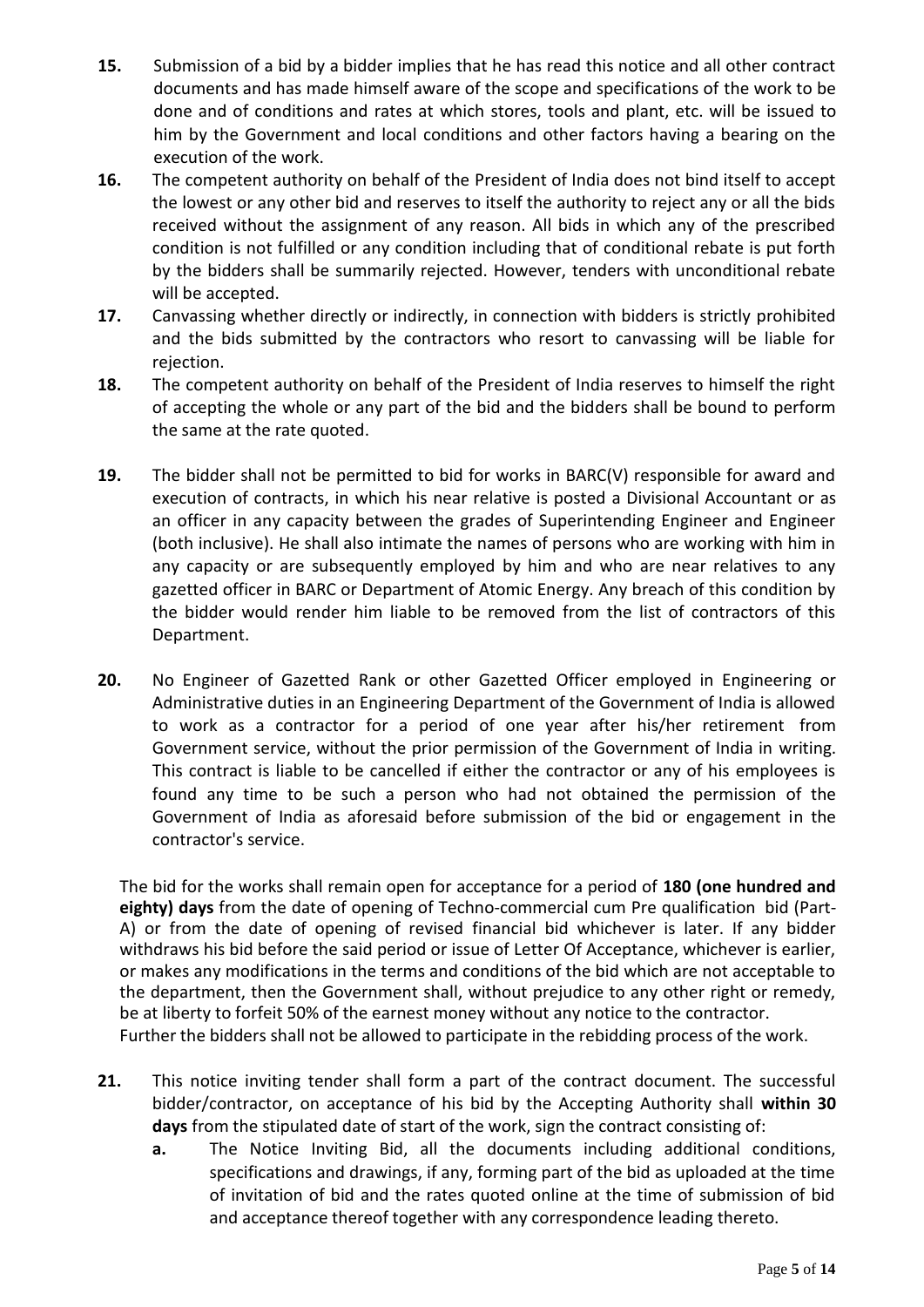**15.** Submission of a bid by a bidder implies that he has read this notice and all other contract documents and has made himself aware of the scope and specifications of the work to be done and of conditions and rates at which stores, tools and plant, etc. will be issued to him by the Government and local conditions and other factors having a bearing on the execution of the work.

**16.** The competent authority on behalf of the President of India does not bind itself to accept the lowest or any other bid and reserves to itself the authority to reject any or all the bids received without the assignment of any reason. All bids in which any of the prescribed condition is not fulfilled or any condition including that of conditional rebate is put forth by the bidders shall be summarily rejected. However, tenders with unconditional rebate will be accepted.

**17.** Canvassing whether directly or indirectly, in connection with bidders is strictly prohibited and the bids submitted by the contractors who resort to canvassing will be liable for rejection.

**18.** The competent authority on behalf of the President of India reserves to himself the right of accepting the whole or any part of the bid and the bidders shall be bound to perform the same at the rate quoted.

**19.** The bidder shall not be permitted to bid for works in BARC(V) responsible for award and execution of contracts, in which his near relative is posted a Divisional Accountant or as an officer in any capacity between the grades of Superintending Engineer and Engineer (both inclusive). He shall also intimate the names of persons who are working with him in any capacity or are subsequently employed by him and who are near relatives to any gazetted officer in BARC or Department of Atomic Energy. Any breach of this condition by the bidder would render him liable to be removed from the list of contractors of this Department.

**20.** No Engineer of Gazetted Rank or other Gazetted Officer employed in Engineering or Administrative duties in an Engineering Department of the Government of India is allowed to work as a contractor for a period of one year after his/her retirement from Government service, without the prior permission of the Government of India in writing. This contract is liable to be cancelled if either the contractor or any of his employees is found any time to be such a person who had not obtained the permission of the Government of India as aforesaid before submission of the bid or engagement in the contractor's service.

The bid for the works shall remain open for acceptance for a period of **180 (one hundred and eighty) days** from the date of opening of Techno-commercial cum Pre qualification bid (Part-A) or from the date of opening of revised financial bid whichever is later. If any bidder withdraws his bid before the said period or issue of Letter Of Acceptance, whichever is earlier, or makes any modifications in the terms and conditions of the bid which are not acceptable to the department, then the Government shall, without prejudice to any other right or remedy, be at liberty to forfeit 50% of the earnest money without any notice to the contractor.
Further the bidders shall not be allowed to participate in the rebidding process of the work.

**21.** This notice inviting tender shall form a part of the contract document. The successful bidder/contractor, on acceptance of his bid by the Accepting Authority shall **within 30 days** from the stipulated date of start of the work, sign the contract consisting of:

   **a.** The Notice Inviting Bid, all the documents including additional conditions, specifications and drawings, if any, forming part of the bid as uploaded at the time of invitation of bid and the rates quoted online at the time of submission of bid and acceptance thereof together with any correspondence leading thereto.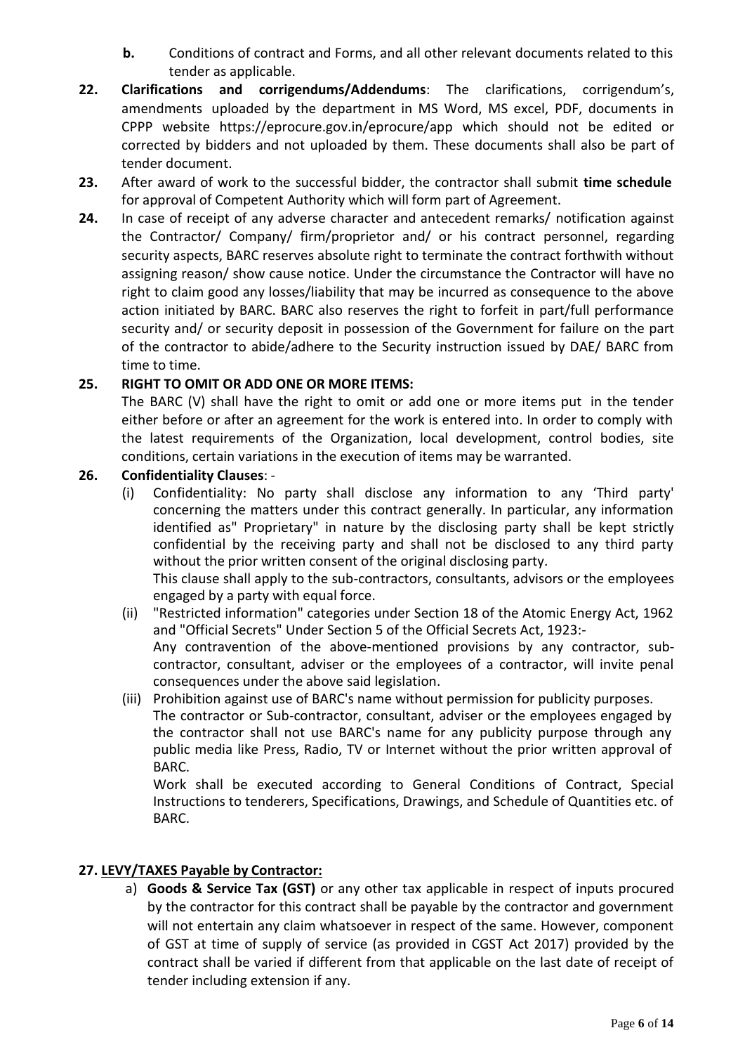b. Conditions of contract and Forms, and all other relevant documents related to this tender as applicable.

**22. Clarifications and corrigendums/Addendums**: The clarifications, corrigendum's, amendments uploaded by the department in MS Word, MS excel, PDF, documents in CPPP website https://eprocure.gov.in/eprocure/app which should not be edited or corrected by bidders and not uploaded by them. These documents shall also be part of tender document.

**23.** After award of work to the successful bidder, the contractor shall submit **time schedule** for approval of Competent Authority which will form part of Agreement.

**24.** In case of receipt of any adverse character and antecedent remarks/ notification against the Contractor/ Company/ firm/proprietor and/ or his contract personnel, regarding security aspects, BARC reserves absolute right to terminate the contract forthwith without assigning reason/ show cause notice. Under the circumstance the Contractor will have no right to claim good any losses/liability that may be incurred as consequence to the above action initiated by BARC. BARC also reserves the right to forfeit in part/full performance security and/ or security deposit in possession of the Government for failure on the part of the contractor to abide/adhere to the Security instruction issued by DAE/ BARC from time to time.

**25. RIGHT TO OMIT OR ADD ONE OR MORE ITEMS:**

The BARC (V) shall have the right to omit or add one or more items put in the tender either before or after an agreement for the work is entered into. In order to comply with the latest requirements of the Organization, local development, control bodies, site conditions, certain variations in the execution of items may be warranted.

**26. Confidentiality Clauses**: -

(i) Confidentiality: No party shall disclose any information to any 'Third party' concerning the matters under this contract generally. In particular, any information identified as" Proprietary" in nature by the disclosing party shall be kept strictly confidential by the receiving party and shall not be disclosed to any third party without the prior written consent of the original disclosing party.

This clause shall apply to the sub-contractors, consultants, advisors or the employees engaged by a party with equal force.

(ii) "Restricted information" categories under Section 18 of the Atomic Energy Act, 1962 and "Official Secrets" Under Section 5 of the Official Secrets Act, 1923:-

Any contravention of the above-mentioned provisions by any contractor, sub-contractor, consultant, adviser or the employees of a contractor, will invite penal consequences under the above said legislation.

(iii) Prohibition against use of BARC's name without permission for publicity purposes.

The contractor or Sub-contractor, consultant, adviser or the employees engaged by the contractor shall not use BARC's name for any publicity purpose through any public media like Press, Radio, TV or Internet without the prior written approval of BARC.

Work shall be executed according to General Conditions of Contract, Special Instructions to tenderers, Specifications, Drawings, and Schedule of Quantities etc. of BARC.

**27. LEVY/TAXES Payable by Contractor:**

a) **Goods & Service Tax (GST)** or any other tax applicable in respect of inputs procured by the contractor for this contract shall be payable by the contractor and government will not entertain any claim whatsoever in respect of the same. However, component of GST at time of supply of service (as provided in CGST Act 2017) provided by the contract shall be varied if different from that applicable on the last date of receipt of tender including extension if any.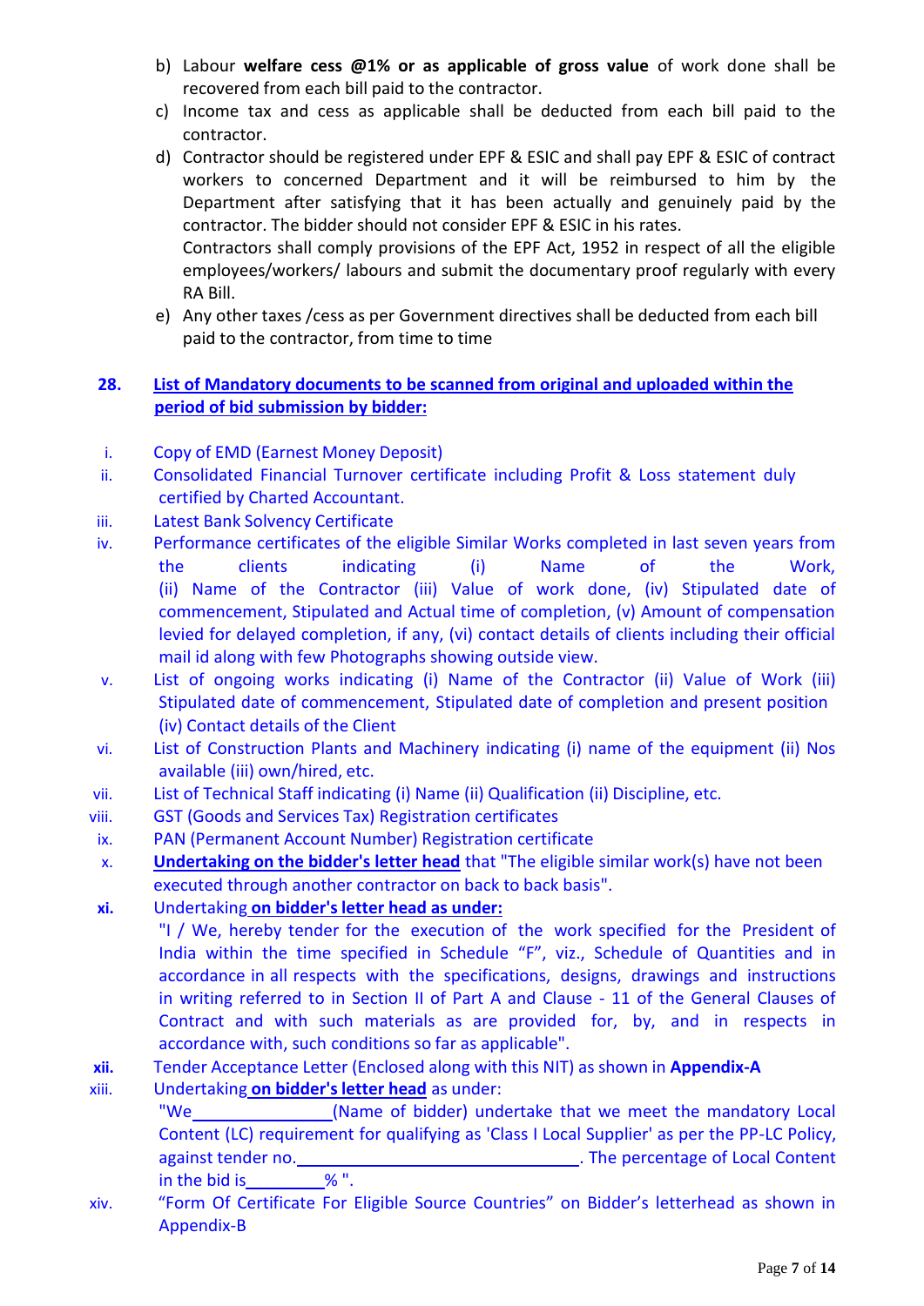b) Labour **welfare cess @1% or as applicable of gross value** of work done shall be recovered from each bill paid to the contractor.

c) Income tax and cess as applicable shall be deducted from each bill paid to the contractor.

d) Contractor should be registered under EPF & ESIC and shall pay EPF & ESIC of contract workers to concerned Department and it will be reimbursed to him by the Department after satisfying that it has been actually and genuinely paid by the contractor. The bidder should not consider EPF & ESIC in his rates.
Contractors shall comply provisions of the EPF Act, 1952 in respect of all the eligible employees/workers/ labours and submit the documentary proof regularly with every RA Bill.

e) Any other taxes /cess as per Government directives shall be deducted from each bill paid to the contractor, from time to time

**28. <u>List of Mandatory documents to be scanned from original and uploaded within the period of bid submission by bidder:</u>**

i. Copy of EMD (Earnest Money Deposit)

ii. Consolidated Financial Turnover certificate including Profit & Loss statement duly certified by Charted Accountant.

iii. Latest Bank Solvency Certificate

iv. Performance certificates of the eligible Similar Works completed in last seven years from the clients indicating (i) Name of the Work, (ii) Name of the Contractor (iii) Value of work done, (iv) Stipulated date of commencement, Stipulated and Actual time of completion, (v) Amount of compensation levied for delayed completion, if any, (vi) contact details of clients including their official mail id along with few Photographs showing outside view.

v. List of ongoing works indicating (i) Name of the Contractor (ii) Value of Work (iii) Stipulated date of commencement, Stipulated date of completion and present position (iv) Contact details of the Client

vi. List of Construction Plants and Machinery indicating (i) name of the equipment (ii) Nos available (iii) own/hired, etc.

vii. List of Technical Staff indicating (i) Name (ii) Qualification (ii) Discipline, etc.

viii. GST (Goods and Services Tax) Registration certificates

ix. PAN (Permanent Account Number) Registration certificate

x. **<u>Undertaking on the bidder's letter head</u>** that "The eligible similar work(s) have not been executed through another contractor on back to back basis".

**xi.** Undertaking **<u>on bidder's letter head as under:</u>**
"I / We, hereby tender for the execution of the work specified for the President of India within the time specified in Schedule "F", viz., Schedule of Quantities and in accordance in all respects with the specifications, designs, drawings and instructions in writing referred to in Section II of Part A and Clause - 11 of the General Clauses of Contract and with such materials as are provided for, by, and in respects in accordance with, such conditions so far as applicable".

**xii.** Tender Acceptance Letter (Enclosed along with this NIT) as shown in **Appendix-A**

xiii. Undertaking **<u>on bidder's letter head</u>** as under:
"We\_\_\_\_\_\_\_\_\_\_\_\_\_\_\_\_(Name of bidder) undertake that we meet the mandatory Local Content (LC) requirement for qualifying as 'Class I Local Supplier' as per the PP-LC Policy, against tender no.\_\_\_\_\_\_\_\_\_\_\_\_\_\_\_\_\_\_\_\_\_\_\_\_\_\_\_\_\_\_\_\_. The percentage of Local Content in the bid is\_\_\_\_\_\_\_\_\_% ".

xiv. "Form Of Certificate For Eligible Source Countries" on Bidder's letterhead as shown in Appendix-B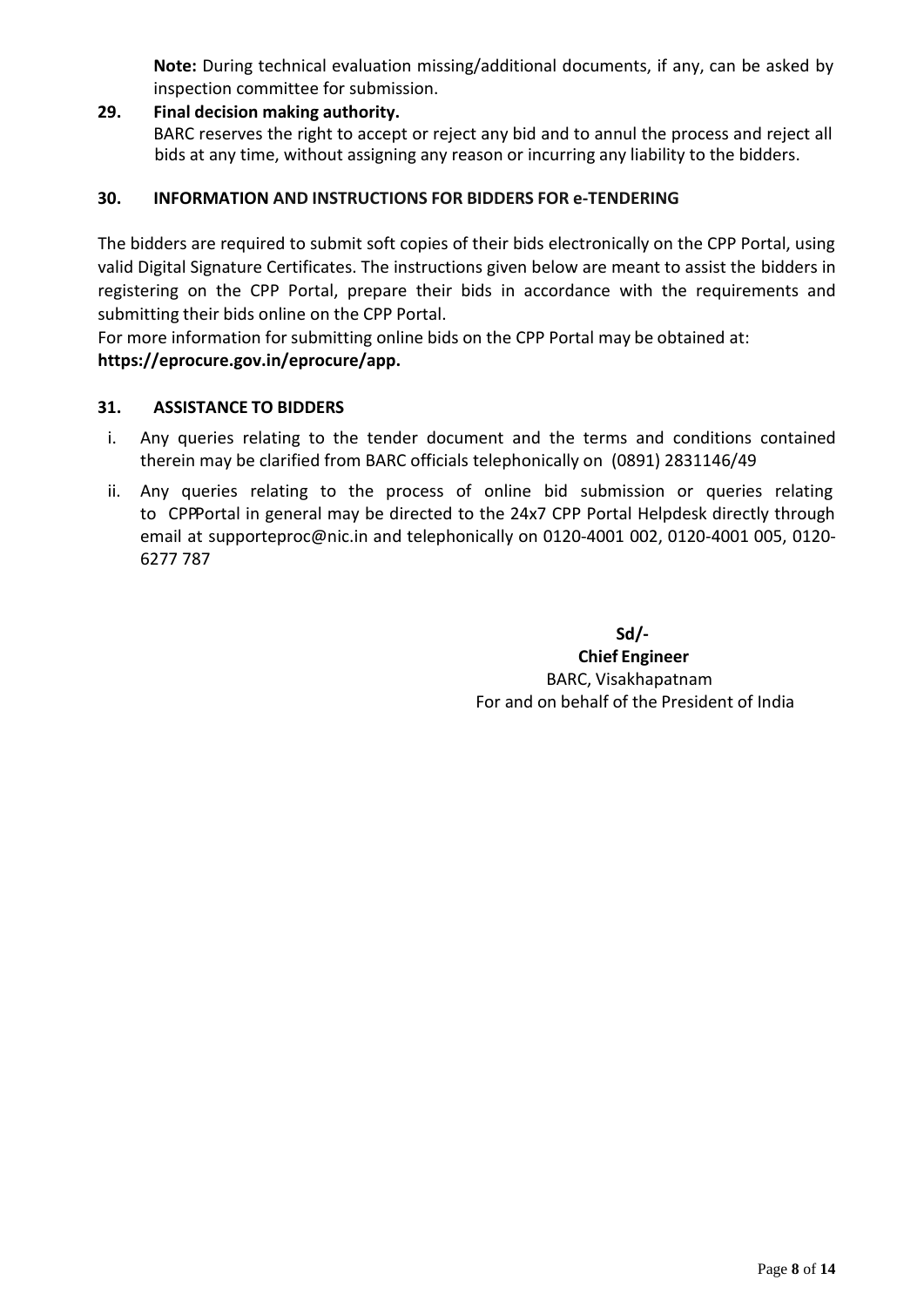**Note:** During technical evaluation missing/additional documents, if any, can be asked by inspection committee for submission.

**29. Final decision making authority.**

BARC reserves the right to accept or reject any bid and to annul the process and reject all bids at any time, without assigning any reason or incurring any liability to the bidders.

**30. INFORMATION AND INSTRUCTIONS FOR BIDDERS FOR e-TENDERING**

The bidders are required to submit soft copies of their bids electronically on the CPP Portal, using valid Digital Signature Certificates. The instructions given below are meant to assist the bidders in registering on the CPP Portal, prepare their bids in accordance with the requirements and submitting their bids online on the CPP Portal.

For more information for submitting online bids on the CPP Portal may be obtained at:
**https://eprocure.gov.in/eprocure/app.**

**31. ASSISTANCE TO BIDDERS**

i. Any queries relating to the tender document and the terms and conditions contained therein may be clarified from BARC officials telephonically on (0891) 2831146/49

ii. Any queries relating to the process of online bid submission or queries relating to CPPPortal in general may be directed to the 24x7 CPP Portal Helpdesk directly through email at supporteproc@nic.in and telephonically on 0120-4001 002, 0120-4001 005, 0120-6277 787

**Sd/-**
**Chief Engineer**
BARC, Visakhapatnam
For and on behalf of the President of India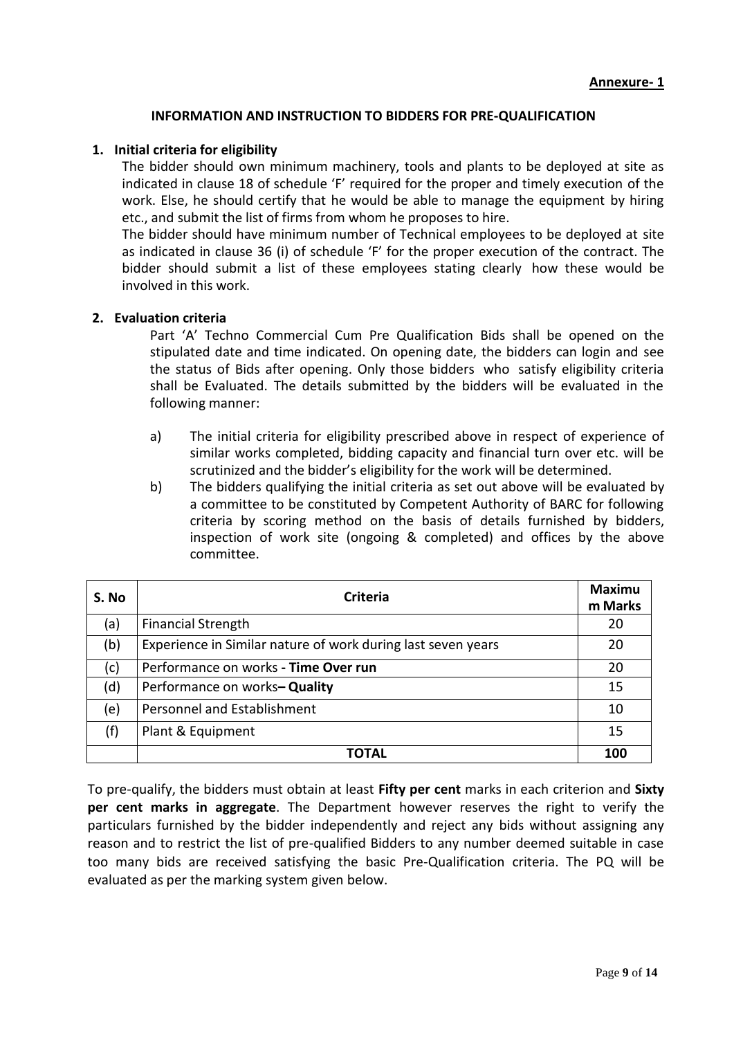**Annexure- 1**

## INFORMATION AND INSTRUCTION TO BIDDERS FOR PRE-QUALIFICATION

**1. Initial criteria for eligibility**

The bidder should own minimum machinery, tools and plants to be deployed at site as indicated in clause 18 of schedule 'F' required for the proper and timely execution of the work. Else, he should certify that he would be able to manage the equipment by hiring etc., and submit the list of firms from whom he proposes to hire.

The bidder should have minimum number of Technical employees to be deployed at site as indicated in clause 36 (i) of schedule 'F' for the proper execution of the contract. The bidder should submit a list of these employees stating clearly how these would be involved in this work.

**2. Evaluation criteria**

Part 'A' Techno Commercial Cum Pre Qualification Bids shall be opened on the stipulated date and time indicated. On opening date, the bidders can login and see the status of Bids after opening. Only those bidders who satisfy eligibility criteria shall be Evaluated. The details submitted by the bidders will be evaluated in the following manner:

a) The initial criteria for eligibility prescribed above in respect of experience of similar works completed, bidding capacity and financial turn over etc. will be scrutinized and the bidder's eligibility for the work will be determined.

b) The bidders qualifying the initial criteria as set out above will be evaluated by a committee to be constituted by Competent Authority of BARC for following criteria by scoring method on the basis of details furnished by bidders, inspection of work site (ongoing & completed) and offices by the above committee.

| S. No | Criteria | Maximum Marks |
|---|---|---|
| (a) | Financial Strength | 20 |
| (b) | Experience in Similar nature of work during last seven years | 20 |
| (c) | Performance on works **- Time Over run** | 20 |
| (d) | Performance on works**– Quality** | 15 |
| (e) | Personnel and Establishment | 10 |
| (f) | Plant & Equipment | 15 |
| | **TOTAL** | **100** |

To pre-qualify, the bidders must obtain at least **Fifty per cent** marks in each criterion and **Sixty per cent marks in aggregate**. The Department however reserves the right to verify the particulars furnished by the bidder independently and reject any bids without assigning any reason and to restrict the list of pre-qualified Bidders to any number deemed suitable in case too many bids are received satisfying the basic Pre-Qualification criteria. The PQ will be evaluated as per the marking system given below.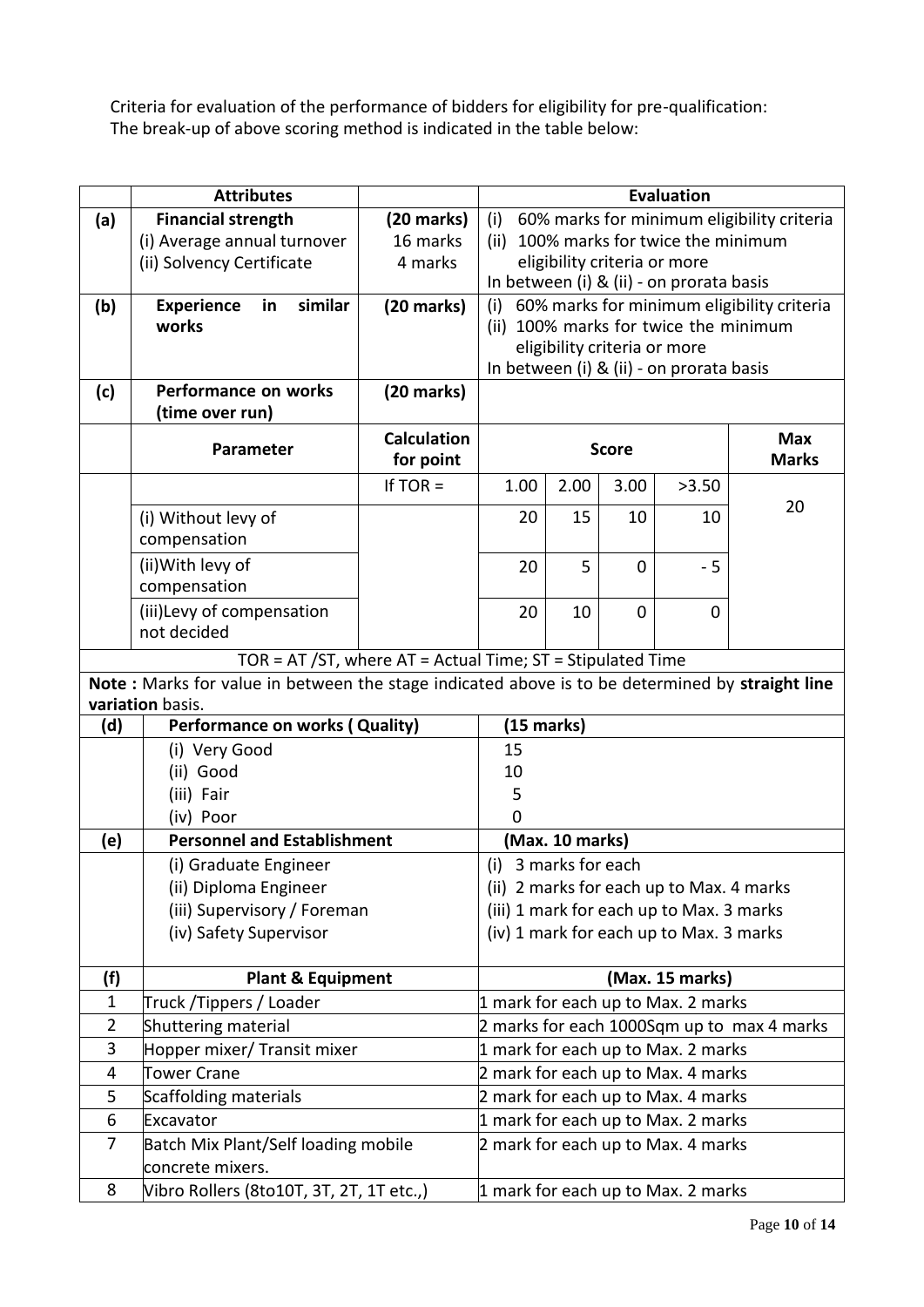Criteria for evaluation of the performance of bidders for eligibility for pre-qualification:
The break-up of above scoring method is indicated in the table below:

| | Attributes | | Evaluation | | | | |
|---|---|---|---|---|---|---|---|
| **(a)** | **Financial strength**<br>(i) Average annual turnover<br>(ii) Solvency Certificate | **(20 marks)**<br>16 marks<br>4 marks | (i) 60% marks for minimum eligibility criteria<br>(ii) 100% marks for twice the minimum eligibility criteria or more<br>In between (i) & (ii) - on prorata basis | | | | |
| **(b)** | **Experience in similar works** | **(20 marks)** | (i) 60% marks for minimum eligibility criteria<br>(ii) 100% marks for twice the minimum eligibility criteria or more<br>In between (i) & (ii) - on prorata basis | | | | |
| **(c)** | **Performance on works (time over run)** | **(20 marks)** | | | | | |
| | **Parameter** | **Calculation for point** | **Score** | | | | **Max Marks** |
| | | If TOR = | 1.00 | 2.00 | 3.00 | >3.50 | 20 |
| | (i) Without levy of compensation | | 20 | 15 | 10 | 10 | |
| | (ii)With levy of compensation | | 20 | 5 | 0 | - 5 | |
| | (iii)Levy of compensation not decided | | 20 | 10 | 0 | 0 | |
| | TOR = AT /ST, where AT = Actual Time; ST = Stipulated Time | | | | | | |

**Note :** Marks for value in between the stage indicated above is to be determined by **straight line variation** basis.

| | | |
|---|---|---|
| **(d)** | **Performance on works ( Quality)** | **(15 marks)** |
| | (i) Very Good<br>(ii) Good<br>(iii) Fair<br>(iv) Poor | 15<br>10<br>5<br>0 |
| **(e)** | **Personnel and Establishment** | **(Max. 10 marks)** |
| | (i) Graduate Engineer<br>(ii) Diploma Engineer<br>(iii) Supervisory / Foreman<br>(iv) Safety Supervisor | (i) 3 marks for each<br>(ii) 2 marks for each up to Max. 4 marks<br>(iii) 1 mark for each up to Max. 3 marks<br>(iv) 1 mark for each up to Max. 3 marks |
| **(f)** | **Plant & Equipment** | **(Max. 15 marks)** |
| 1 | Truck /Tippers / Loader | 1 mark for each up to Max. 2 marks |
| 2 | Shuttering material | 2 marks for each 1000Sqm up to max 4 marks |
| 3 | Hopper mixer/ Transit mixer | 1 mark for each up to Max. 2 marks |
| 4 | Tower Crane | 2 mark for each up to Max. 4 marks |
| 5 | Scaffolding materials | 2 mark for each up to Max. 4 marks |
| 6 | Excavator | 1 mark for each up to Max. 2 marks |
| 7 | Batch Mix Plant/Self loading mobile concrete mixers. | 2 mark for each up to Max. 4 marks |
| 8 | Vibro Rollers (8to10T, 3T, 2T, 1T etc.,) | 1 mark for each up to Max. 2 marks |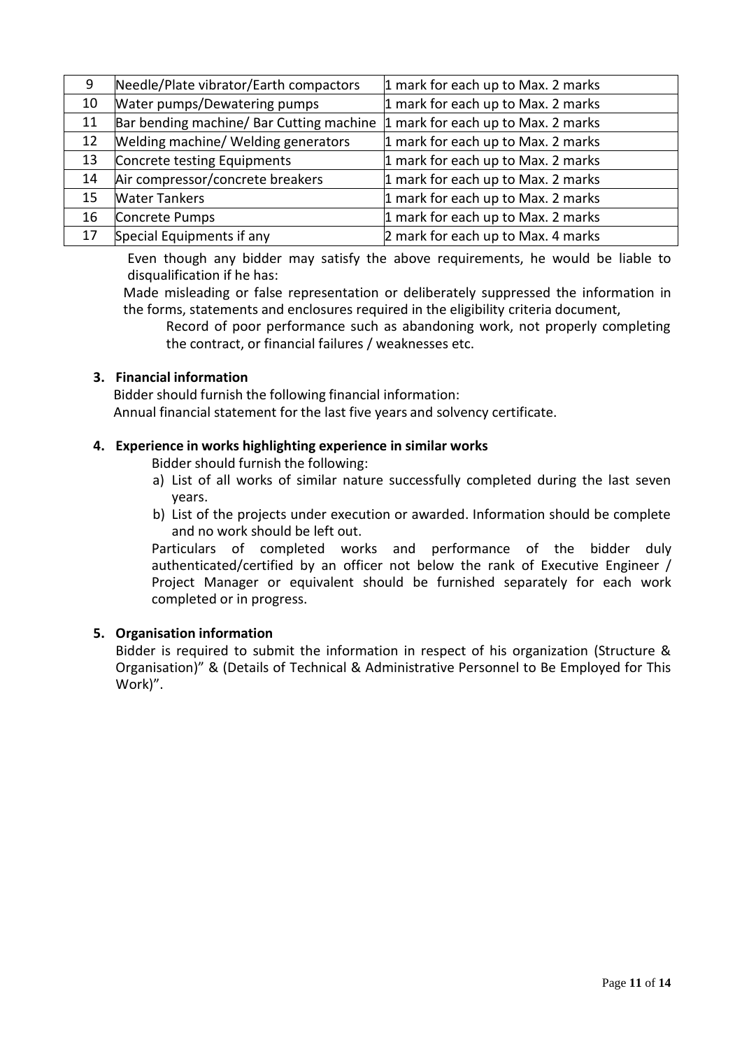| | | |
|---|---|---|
| 9 | Needle/Plate vibrator/Earth compactors | 1 mark for each up to Max. 2 marks |
| 10 | Water pumps/Dewatering pumps | 1 mark for each up to Max. 2 marks |
| 11 | Bar bending machine/ Bar Cutting machine | 1 mark for each up to Max. 2 marks |
| 12 | Welding machine/ Welding generators | 1 mark for each up to Max. 2 marks |
| 13 | Concrete testing Equipments | 1 mark for each up to Max. 2 marks |
| 14 | Air compressor/concrete breakers | 1 mark for each up to Max. 2 marks |
| 15 | Water Tankers | 1 mark for each up to Max. 2 marks |
| 16 | Concrete Pumps | 1 mark for each up to Max. 2 marks |
| 17 | Special Equipments if any | 2 mark for each up to Max. 4 marks |

Even though any bidder may satisfy the above requirements, he would be liable to disqualification if he has:

Made misleading or false representation or deliberately suppressed the information in the forms, statements and enclosures required in the eligibility criteria document,

Record of poor performance such as abandoning work, not properly completing the contract, or financial failures / weaknesses etc.

**3. Financial information**

Bidder should furnish the following financial information:
Annual financial statement for the last five years and solvency certificate.

**4. Experience in works highlighting experience in similar works**

Bidder should furnish the following:

a) List of all works of similar nature successfully completed during the last seven years.
b) List of the projects under execution or awarded. Information should be complete and no work should be left out.

Particulars of completed works and performance of the bidder duly authenticated/certified by an officer not below the rank of Executive Engineer / Project Manager or equivalent should be furnished separately for each work completed or in progress.

**5. Organisation information**

Bidder is required to submit the information in respect of his organization (Structure & Organisation)" & (Details of Technical & Administrative Personnel to Be Employed for This Work)".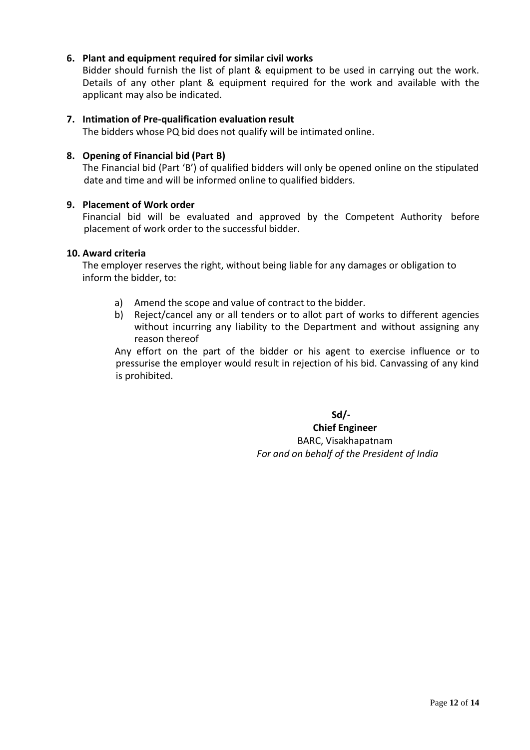**6. Plant and equipment required for similar civil works**

Bidder should furnish the list of plant & equipment to be used in carrying out the work. Details of any other plant & equipment required for the work and available with the applicant may also be indicated.

**7. Intimation of Pre-qualification evaluation result**

The bidders whose PQ bid does not qualify will be intimated online.

**8. Opening of Financial bid (Part B)**

The Financial bid (Part 'B') of qualified bidders will only be opened online on the stipulated date and time and will be informed online to qualified bidders.

**9. Placement of Work order**

Financial bid will be evaluated and approved by the Competent Authority before placement of work order to the successful bidder.

**10. Award criteria**

The employer reserves the right, without being liable for any damages or obligation to inform the bidder, to:

a) Amend the scope and value of contract to the bidder.
b) Reject/cancel any or all tenders or to allot part of works to different agencies without incurring any liability to the Department and without assigning any reason thereof

Any effort on the part of the bidder or his agent to exercise influence or to pressurise the employer would result in rejection of his bid. Canvassing of any kind is prohibited.

**Sd/-**
**Chief Engineer**
BARC, Visakhapatnam
*For and on behalf of the President of India*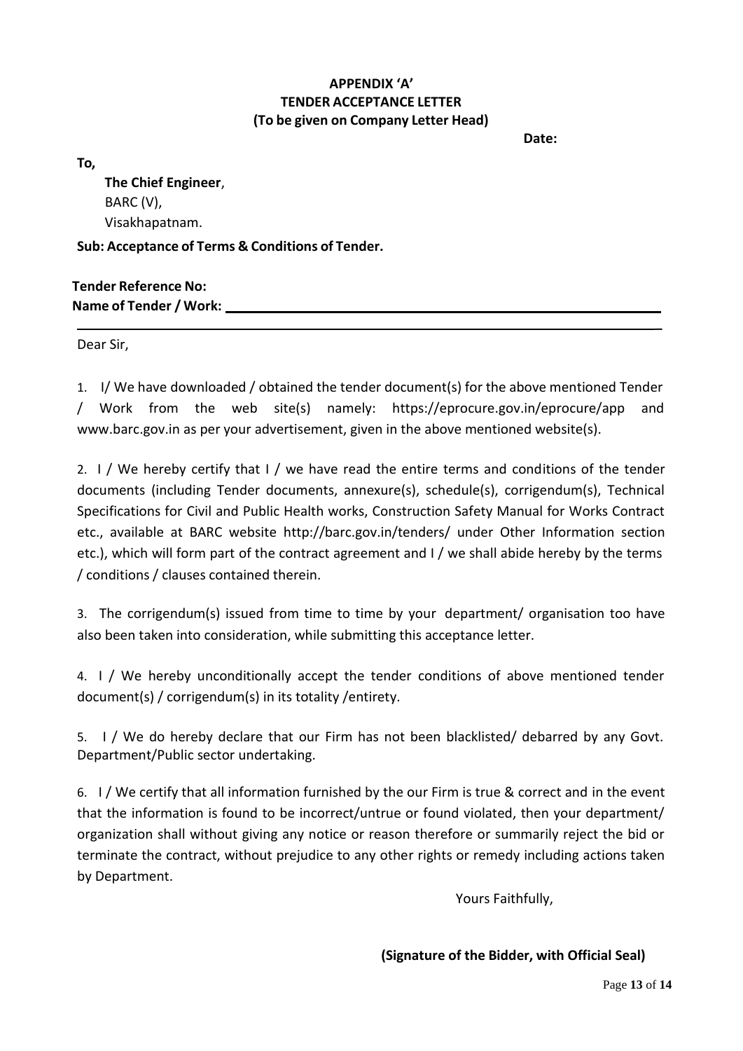**APPENDIX 'A'**
**TENDER ACCEPTANCE LETTER**
**(To be given on Company Letter Head)**

**Date:**

**To,**

**The Chief Engineer**,
BARC (V),
Visakhapatnam.

**Sub: Acceptance of Terms & Conditions of Tender.**

**Tender Reference No:**
**Name of Tender / Work:** ________________________________________________

__________________________________________________________________________

Dear Sir,

1. I/ We have downloaded / obtained the tender document(s) for the above mentioned Tender / Work from the web site(s) namely: https://eprocure.gov.in/eprocure/app and www.barc.gov.in as per your advertisement, given in the above mentioned website(s).

2. I / We hereby certify that I / we have read the entire terms and conditions of the tender documents (including Tender documents, annexure(s), schedule(s), corrigendum(s), Technical Specifications for Civil and Public Health works, Construction Safety Manual for Works Contract etc., available at BARC website http://barc.gov.in/tenders/ under Other Information section etc.), which will form part of the contract agreement and I / we shall abide hereby by the terms / conditions / clauses contained therein.

3. The corrigendum(s) issued from time to time by your department/ organisation too have also been taken into consideration, while submitting this acceptance letter.

4. I / We hereby unconditionally accept the tender conditions of above mentioned tender document(s) / corrigendum(s) in its totality /entirety.

5. I / We do hereby declare that our Firm has not been blacklisted/ debarred by any Govt. Department/Public sector undertaking.

6. I / We certify that all information furnished by the our Firm is true & correct and in the event that the information is found to be incorrect/untrue or found violated, then your department/ organization shall without giving any notice or reason therefore or summarily reject the bid or terminate the contract, without prejudice to any other rights or remedy including actions taken by Department.

Yours Faithfully,

**(Signature of the Bidder, with Official Seal)**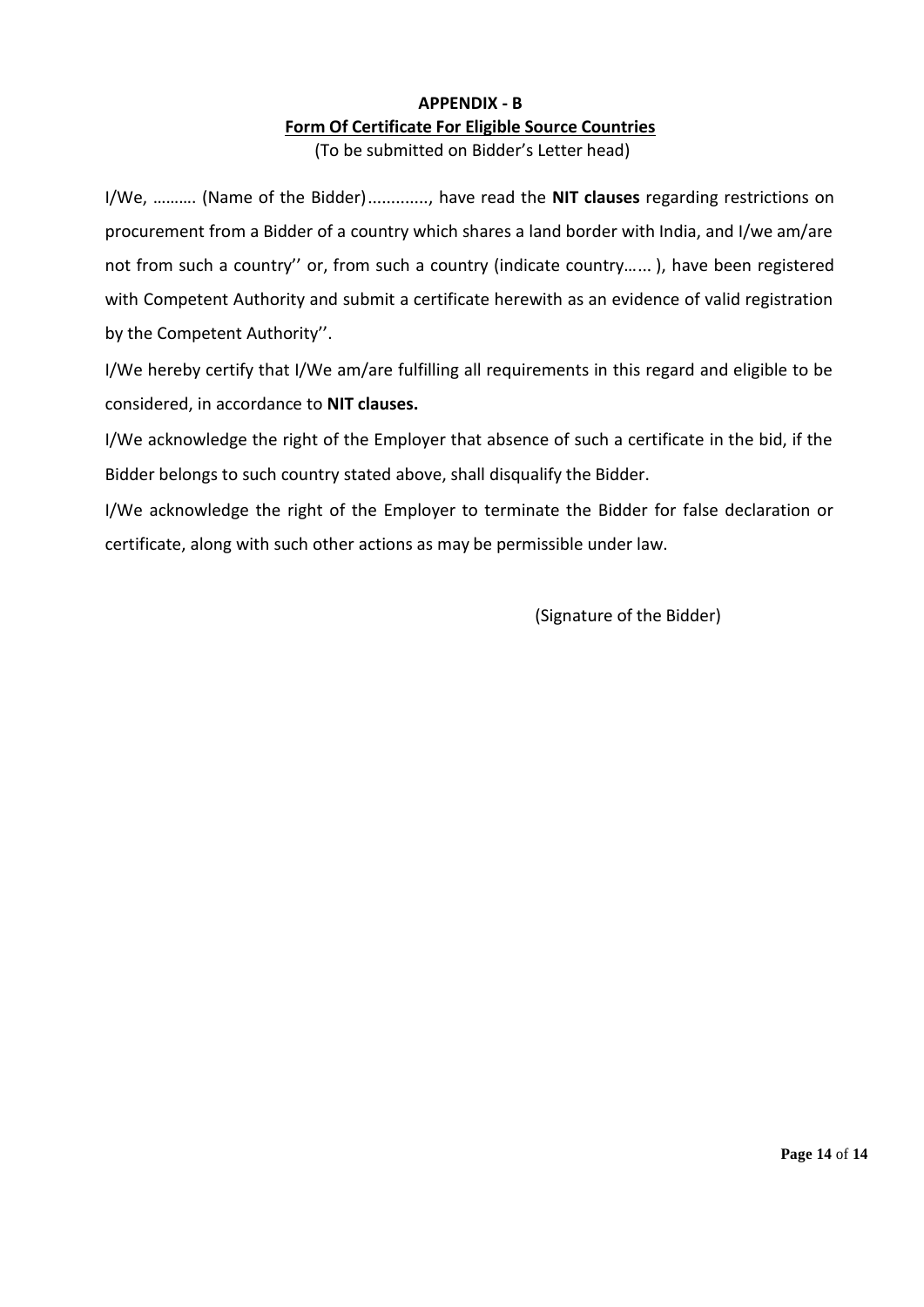**APPENDIX - B**

**Form Of Certificate For Eligible Source Countries**

(To be submitted on Bidder's Letter head)

I/We, ………. (Name of the Bidder)............., have read the **NIT clauses** regarding restrictions on procurement from a Bidder of a country which shares a land border with India, and I/we am/are not from such a country'' or, from such a country (indicate country…... ), have been registered with Competent Authority and submit a certificate herewith as an evidence of valid registration by the Competent Authority''.

I/We hereby certify that I/We am/are fulfilling all requirements in this regard and eligible to be considered, in accordance to **NIT clauses.**

I/We acknowledge the right of the Employer that absence of such a certificate in the bid, if the Bidder belongs to such country stated above, shall disqualify the Bidder.

I/We acknowledge the right of the Employer to terminate the Bidder for false declaration or certificate, along with such other actions as may be permissible under law.

(Signature of the Bidder)